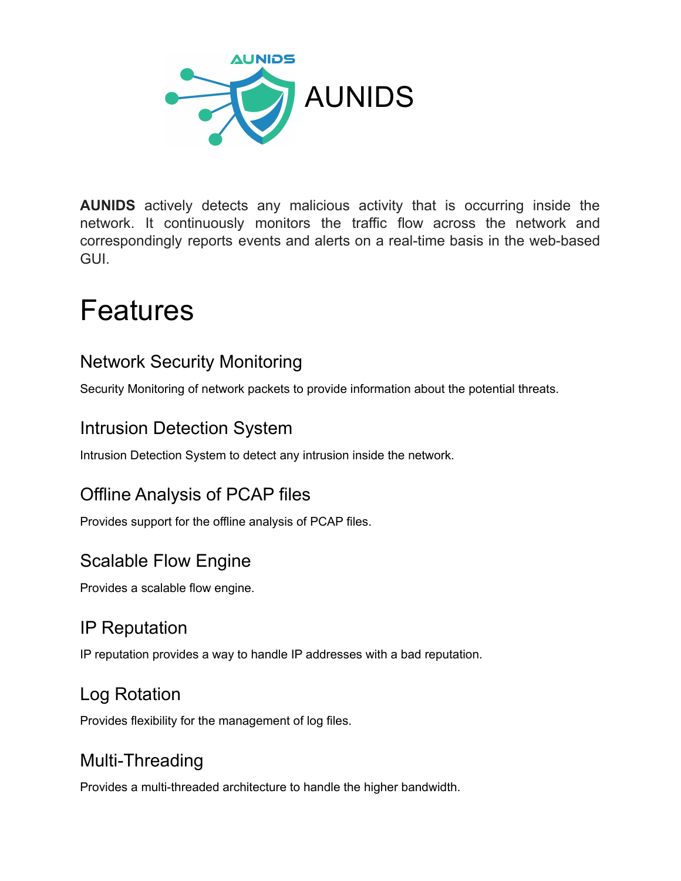# AUNIDS

**AUNIDS** actively detects any malicious activity that is occurring inside the network. It continuously monitors the traffic flow across the network and correspondingly reports events and alerts on a real-time basis in the web-based GUI.

# Features

## Network Security Monitoring

Security Monitoring of network packets to provide information about the potential threats.

## Intrusion Detection System

Intrusion Detection System to detect any intrusion inside the network.

## Offline Analysis of PCAP files

Provides support for the offline analysis of PCAP files.

## Scalable Flow Engine

Provides a scalable flow engine.

## IP Reputation

IP reputation provides a way to handle IP addresses with a bad reputation.

## Log Rotation

Provides flexibility for the management of log files.

## Multi-Threading

Provides a multi-threaded architecture to handle the higher bandwidth.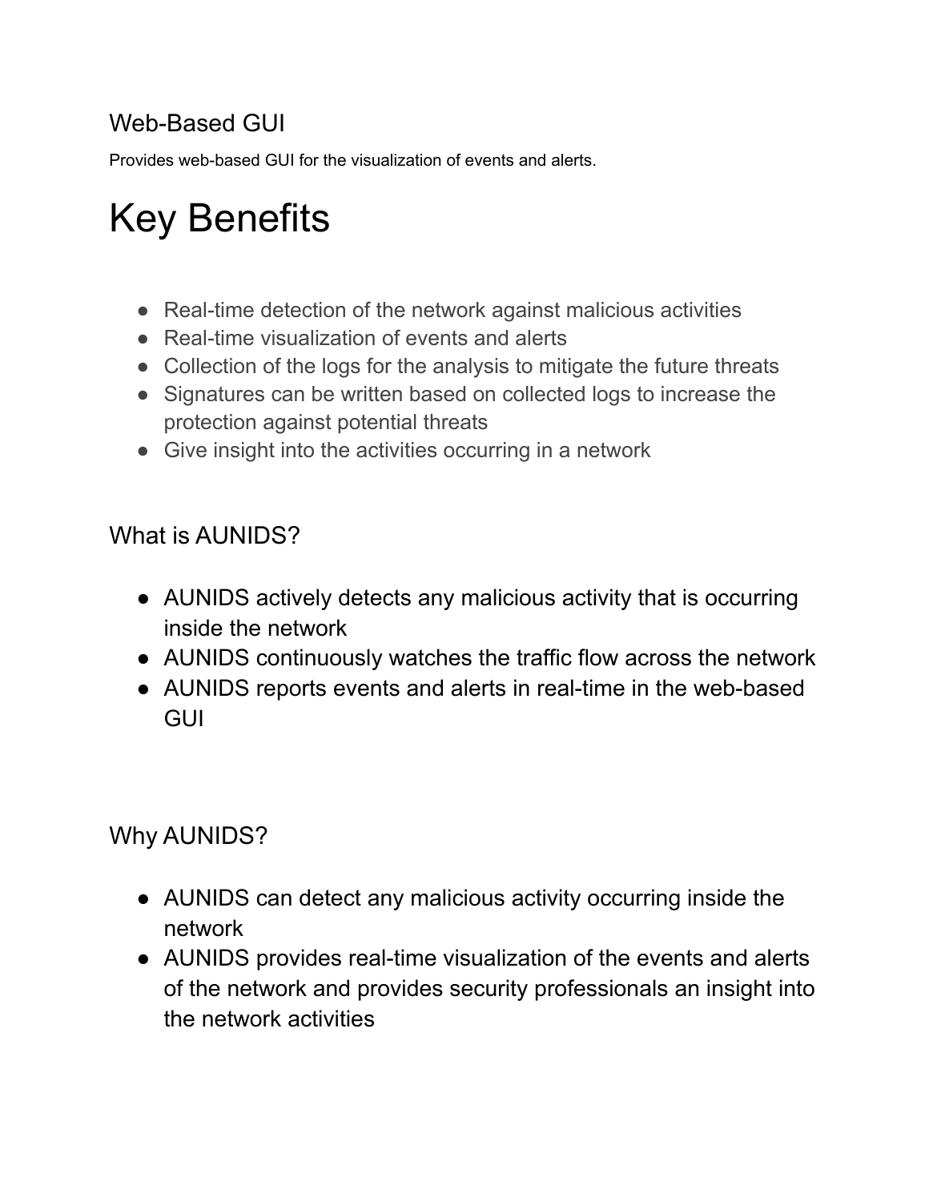### Web-Based GUI

Provides web-based GUI for the visualization of events and alerts.

# Key Benefits

- Real-time detection of the network against malicious activities
- Real-time visualization of events and alerts
- Collection of the logs for the analysis to mitigate the future threats
- Signatures can be written based on collected logs to increase the protection against potential threats
- Give insight into the activities occurring in a network

### What is AUNIDS?

- AUNIDS actively detects any malicious activity that is occurring inside the network
- AUNIDS continuously watches the traffic flow across the network
- AUNIDS reports events and alerts in real-time in the web-based GUI

### Why AUNIDS?

- AUNIDS can detect any malicious activity occurring inside the network
- AUNIDS provides real-time visualization of the events and alerts of the network and provides security professionals an insight into the network activities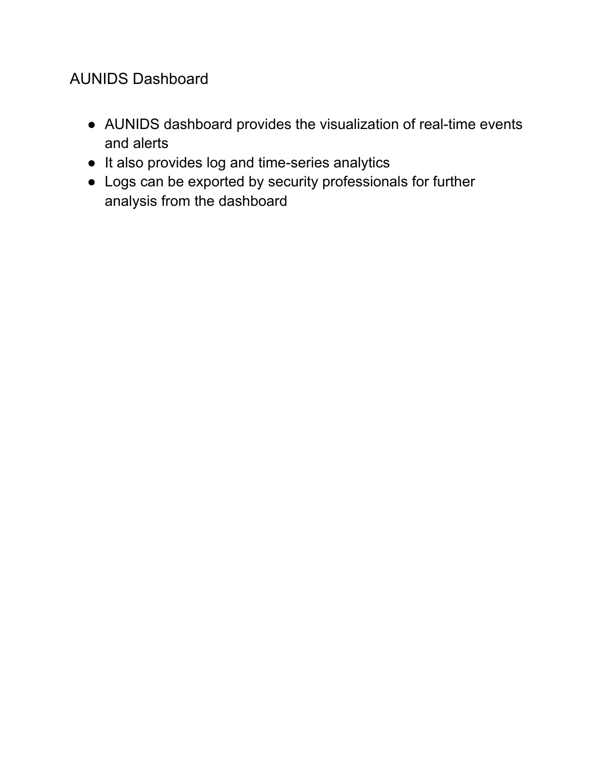# AUNIDS Dashboard

- AUNIDS dashboard provides the visualization of real-time events and alerts
- It also provides log and time-series analytics
- Logs can be exported by security professionals for further analysis from the dashboard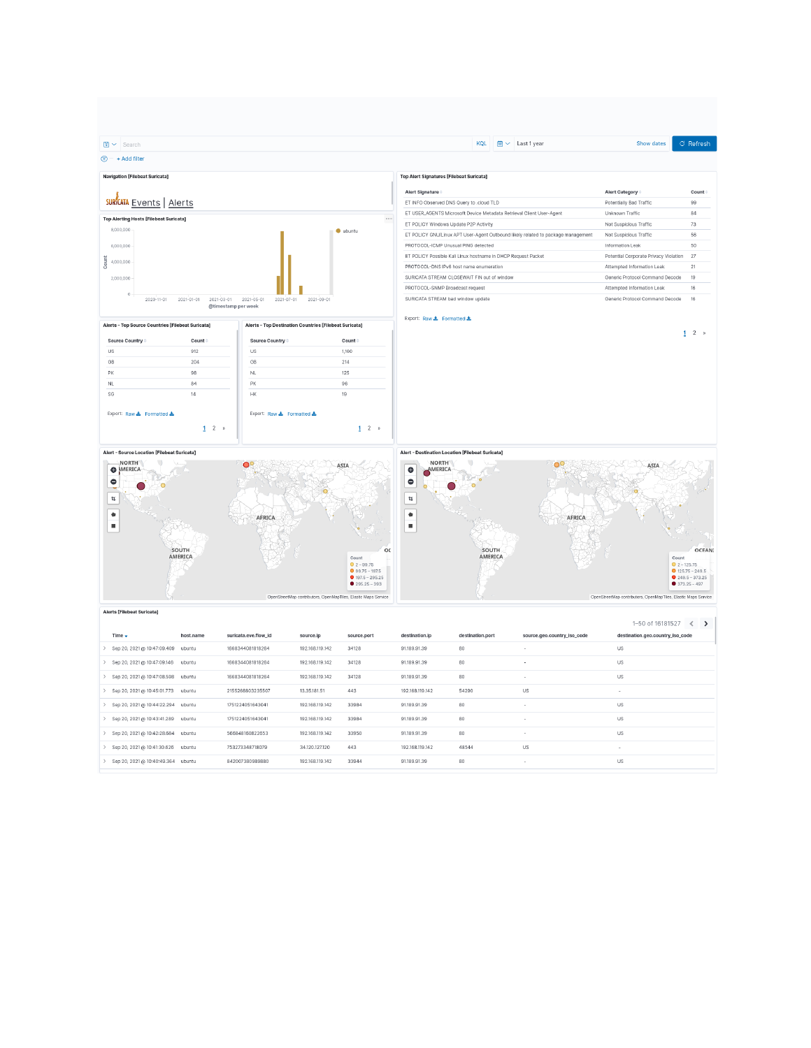Search | KQL | Last 1 year | Show dates | Refresh

+ Add filter

**Navigation [Filebeat Suricata]**

SURICATA Events | Alerts

**Top Alerting Hosts [Filebeat Suricata]**

**Top Alert Signatures [Filebeat Suricata]**

| Alert Signature | Alert Category | Count |
|---|---|---|
| ET INFO Observed DNS Query to .cloud TLD | Potentially Bad Traffic | 99 |
| ET USER_AGENTS Microsoft Device Metadata Retrieval Client User-Agent | Unknown Traffic | 84 |
| ET POLICY Windows Update P2P Activity | Not Suspicious Traffic | 73 |
| ET POLICY GNU/Linux APT User-Agent Outbound likely related to package management | Not Suspicious Traffic | 56 |
| PROTOCOL-ICMP Unusual PING detected | Information Leak | 50 |
| ET POLICY Possible Kali Linux hostname in DHCP Request Packet | Potential Corporate Privacy Violation | 27 |
| PROTOCOL-DNS IPv6 host name enumeration | Attempted Information Leak | 21 |
| SURICATA STREAM CLOSEWAIT FIN out of window | Generic Protocol Command Decode | 19 |
| PROTOCOL-SNMP Broadcast request | Attempted Information Leak | 16 |
| SURICATA STREAM bad window update | Generic Protocol Command Decode | 16 |

Export: Raw Formatted

**Alerts - Top Source Countries [Filebeat Suricata]**

| Source Country | Count |
|---|---|
| US | 912 |
| GB | 204 |
| PK | 98 |
| NL | 84 |
| SG | 14 |

Export: Raw Formatted

**Alerts - Top Destination Countries [Filebeat Suricata]**

| Source Country | Count |
|---|---|
| US | 1,160 |
| GB | 214 |
| NL | 125 |
| PK | 96 |
| HK | 19 |

Export: Raw Formatted

**Alert - Source Location [Filebeat Suricata]**

**Alert - Destination Location [Filebeat Suricata]**

**Alerts [Filebeat Suricata]**

1–50 of 16181527

| Time | host.name | suricata.eve.flow_id | source.ip | source.port | destination.ip | destination.port | source.geo.country_iso_code | destination.geo.country_iso_code |
|---|---|---|---|---|---|---|---|---|
| Sep 20, 2021 @ 10:47:09.408 | ubuntu | 1668344081818264 | 192.168.119.142 | 34128 | 91.189.91.39 | 80 | - | US |
| Sep 20, 2021 @ 10:47:09.146 | ubuntu | 1668344081818264 | 192.168.119.142 | 34128 | 91.189.91.39 | 80 | - | US |
| Sep 20, 2021 @ 10:47:08.508 | ubuntu | 1668344081818264 | 192.168.119.142 | 34128 | 91.189.91.39 | 80 | - | US |
| Sep 20, 2021 @ 10:45:01.773 | ubuntu | 2155268803235507 | 13.35.181.51 | 443 | 192.168.119.142 | 54280 | US | - |
| Sep 20, 2021 @ 10:44:22.294 | ubuntu | 1751224051643041 | 192.168.119.142 | 33984 | 91.189.91.39 | 80 | - | US |
| Sep 20, 2021 @ 10:43:41.289 | ubuntu | 1751224051643041 | 192.168.119.142 | 33984 | 91.189.91.39 | 80 | - | US |
| Sep 20, 2021 @ 10:42:28.684 | ubuntu | 566848160822653 | 192.168.119.142 | 33950 | 91.189.91.39 | 80 | - | US |
| Sep 20, 2021 @ 10:41:30.626 | ubuntu | 753273348718079 | 34.120.127.120 | 443 | 192.168.119.142 | 48544 | US | - |
| Sep 20, 2021 @ 10:40:49.364 | ubuntu | 842007380989880 | 192.168.119.142 | 33944 | 91.189.91.39 | 80 | - | US |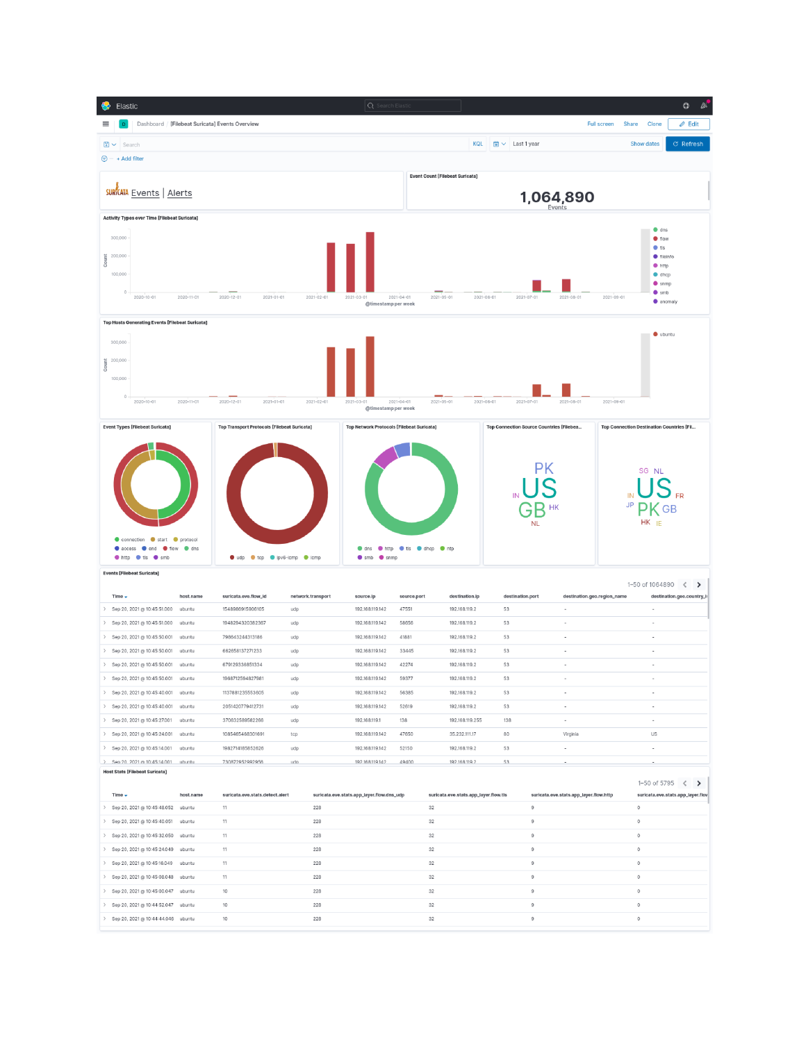Elastic

Dashboard / [Filebeat Suricata] Events Overview

Full screen Share Clone Edit

Search KQL Last 1 year Show dates Refresh

+ Add filter

SURICATA Events | Alerts

Event Count [Filebeat Suricata]

1,064,890
Events

Activity Types over Time [Filebeat Suricata]

300,000
200,000
100,000
0
Count
2020-10-01 2020-11-01 2020-12-01 2021-01-01 2021-02-01 2021-03-01 2021-04-01 2021-05-01 2021-06-01 2021-07-01 2021-08-01 2021-09-01
@timestamp per week

dns
flow
tls
fileinfo
http
dhcp
snmp
smb
anomaly

Top Hosts Generating Events [Filebeat Suricata]

300,000
200,000
100,000
0
Count
2020-10-01 2020-11-01 2020-12-01 2021-01-01 2021-02-01 2021-03-01 2021-04-01 2021-05-01 2021-06-01 2021-07-01 2021-08-01 2021-09-01
@timestamp per week

ubuntu

Event Types [Filebeat Suricata]

connection start protocol
access end flow dns
http tls smb

Top Transport Protocols [Filebeat Suricata]

udp tcp ipv6-icmp icmp

Top Network Protocols [Filebeat Suricata]

dns http tls dhcp ntp
smb snmp

Top Connection Source Countries [Filebea...

PK
IN US
GB HK
NL

Top Connection Destination Countries [Fi...

SG NL
IN US FR
JP PK GB
HK IE

Events [Filebeat Suricata]

1-50 of 1064890

| | Time | host.name | suricata.eve.flow_id | network.transport | source.ip | source.port | destination.ip | destination.port | destination.geo.region_name | destination.geo.country_i |
|---|---|---|---|---|---|---|---|---|---|---|
| > | Sep 20, 2021 @ 10:45:51.000 | ubuntu | 1548869915906105 | udp | 192.168.119.142 | 47551 | 192.168.119.2 | 53 | - | - |
| > | Sep 20, 2021 @ 10:45:51.000 | ubuntu | 1948294320382367 | udp | 192.168.119.142 | 58656 | 192.168.119.2 | 53 | - | - |
| > | Sep 20, 2021 @ 10:45:50.001 | ubuntu | 798643244313186 | udp | 192.168.119.142 | 41881 | 192.168.119.2 | 53 | - | - |
| > | Sep 20, 2021 @ 10:45:50.001 | ubuntu | 662658137271233 | udp | 192.168.119.142 | 33445 | 192.168.119.2 | 53 | - | - |
| > | Sep 20, 2021 @ 10:45:50.001 | ubuntu | 679129336851334 | udp | 192.168.119.142 | 42274 | 192.168.119.2 | 53 | - | - |
| > | Sep 20, 2021 @ 10:45:50.001 | ubuntu | 1968712594827981 | udp | 192.168.119.142 | 59377 | 192.168.119.2 | 53 | - | - |
| > | Sep 20, 2021 @ 10:45:40.001 | ubuntu | 1137881235553605 | udp | 192.168.119.142 | 56385 | 192.168.119.2 | 53 | - | - |
| > | Sep 20, 2021 @ 10:45:40.001 | ubuntu | 2051420779412731 | udp | 192.168.119.142 | 52619 | 192.168.119.2 | 53 | - | - |
| > | Sep 20, 2021 @ 10:45:27.001 | ubuntu | 370632589582268 | udp | 192.168.119.1 | 138 | 192.168.119.255 | 138 | - | - |
| > | Sep 20, 2021 @ 10:45:24.001 | ubuntu | 1085465488301691 | tcp | 192.168.119.142 | 47650 | 35.232.111.17 | 80 | Virginia | US |
| > | Sep 20, 2021 @ 10:45:14.001 | ubuntu | 1982714185852626 | udp | 192.168.119.142 | 52150 | 192.168.119.2 | 53 | - | - |
| > | Sep 20, 2021 @ 10:45:14.001 | ubuntu | 730872952992956 | udp | 192.168.119.142 | 49400 | 192.168.119.2 | 53 | - | - |

Host Stats [Filebeat Suricata]

1-50 of 5795

| | Time | host.name | suricata.eve.stats.detect.alert | suricata.eve.stats.app_layer.flow.dns_udp | suricata.eve.stats.app_layer.flow.tls | suricata.eve.stats.app_layer.flow.http | suricata.eve.stats.app_layer.flov |
|---|---|---|---|---|---|---|---|
| > | Sep 20, 2021 @ 10:45:48.052 | ubuntu | 11 | 228 | 32 | 9 | 0 |
| > | Sep 20, 2021 @ 10:45:40.051 | ubuntu | 11 | 228 | 32 | 9 | 0 |
| > | Sep 20, 2021 @ 10:45:32.050 | ubuntu | 11 | 228 | 32 | 9 | 0 |
| > | Sep 20, 2021 @ 10:45:24.049 | ubuntu | 11 | 228 | 32 | 9 | 0 |
| > | Sep 20, 2021 @ 10:45:16.049 | ubuntu | 11 | 228 | 32 | 9 | 0 |
| > | Sep 20, 2021 @ 10:45:08.048 | ubuntu | 11 | 228 | 32 | 9 | 0 |
| > | Sep 20, 2021 @ 10:45:00.047 | ubuntu | 10 | 228 | 32 | 9 | 0 |
| > | Sep 20, 2021 @ 10:44:52.047 | ubuntu | 10 | 228 | 32 | 9 | 0 |
| > | Sep 20, 2021 @ 10:44:44.046 | ubuntu | 10 | 228 | 32 | 9 | 0 |